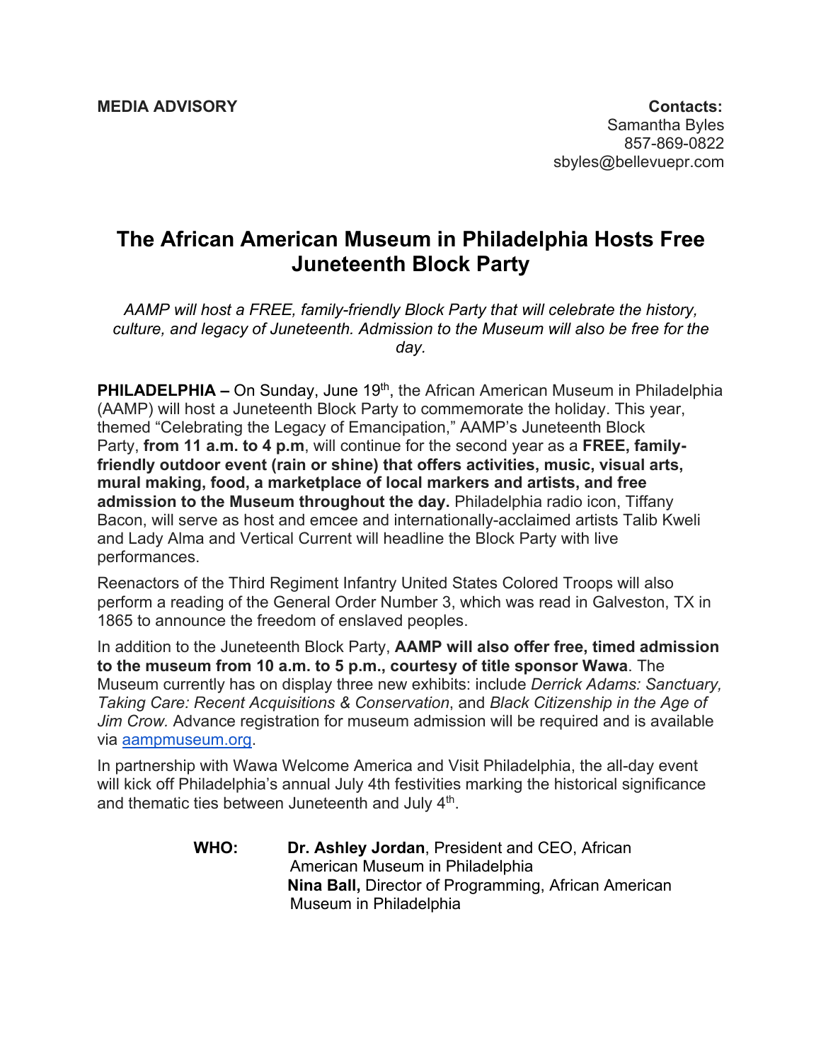**MEDIA ADVISORY**

**Contacts:**
Samantha Byles
857-869-0822
sbyles@bellevuepr.com

# The African American Museum in Philadelphia Hosts Free Juneteenth Block Party

*AAMP will host a FREE, family-friendly Block Party that will celebrate the history, culture, and legacy of Juneteenth. Admission to the Museum will also be free for the day.*

**PHILADELPHIA –** On Sunday, June 19th, the African American Museum in Philadelphia (AAMP) will host a Juneteenth Block Party to commemorate the holiday. This year, themed "Celebrating the Legacy of Emancipation," AAMP's Juneteenth Block Party, **from 11 a.m. to 4 p.m**, will continue for the second year as a **FREE, family-friendly outdoor event (rain or shine) that offers activities, music, visual arts, mural making, food, a marketplace of local markers and artists, and free admission to the Museum throughout the day.** Philadelphia radio icon, Tiffany Bacon, will serve as host and emcee and internationally-acclaimed artists Talib Kweli and Lady Alma and Vertical Current will headline the Block Party with live performances.

Reenactors of the Third Regiment Infantry United States Colored Troops will also perform a reading of the General Order Number 3, which was read in Galveston, TX in 1865 to announce the freedom of enslaved peoples.

In addition to the Juneteenth Block Party, **AAMP will also offer free, timed admission to the museum from 10 a.m. to 5 p.m., courtesy of title sponsor Wawa**. The Museum currently has on display three new exhibits: include *Derrick Adams: Sanctuary, Taking Care: Recent Acquisitions & Conservation*, and *Black Citizenship in the Age of Jim Crow.* Advance registration for museum admission will be required and is available via aampmuseum.org.

In partnership with Wawa Welcome America and Visit Philadelphia, the all-day event will kick off Philadelphia's annual July 4th festivities marking the historical significance and thematic ties between Juneteenth and July 4th.

**WHO:** **Dr. Ashley Jordan**, President and CEO, African American Museum in Philadelphia
**Nina Ball,** Director of Programming, African American Museum in Philadelphia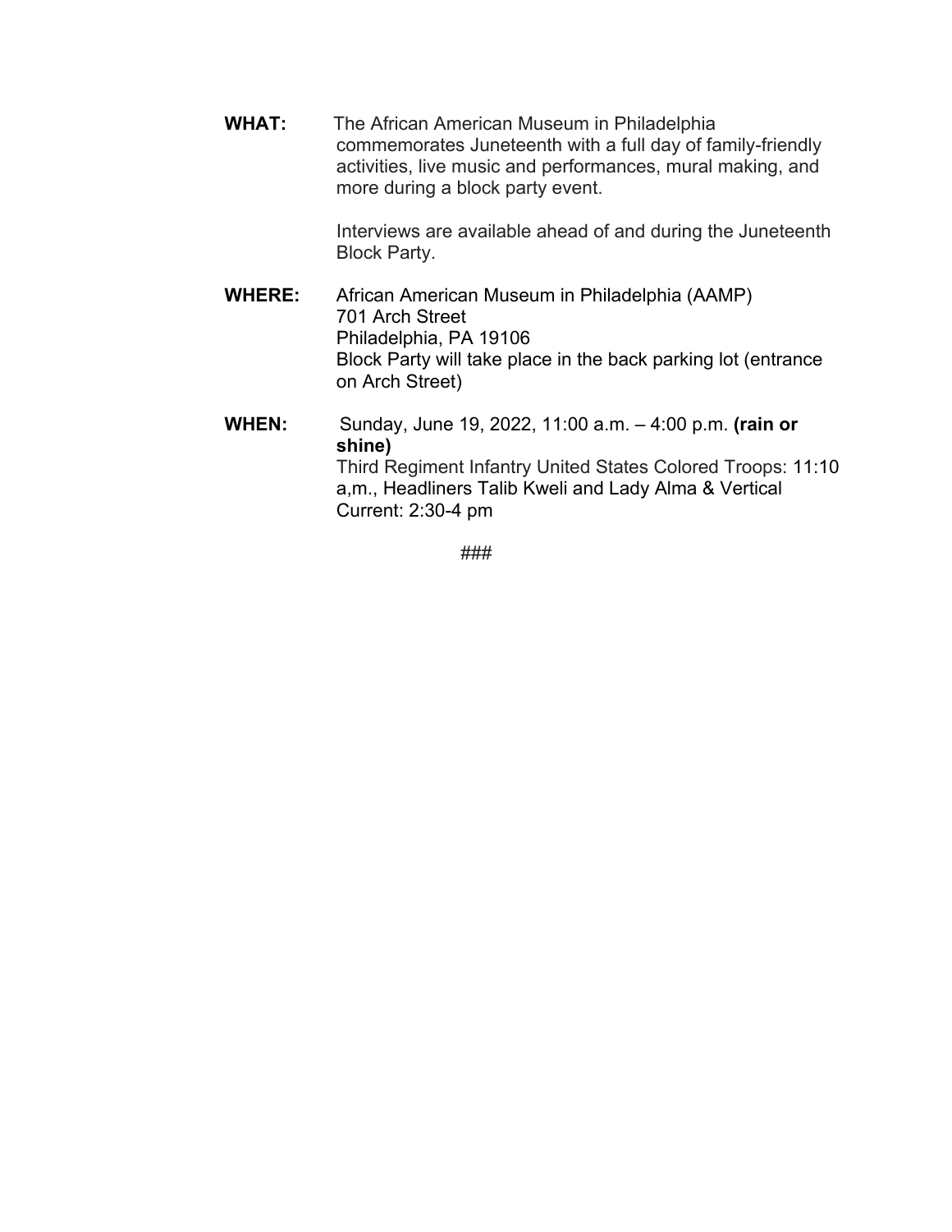**WHAT:** The African American Museum in Philadelphia commemorates Juneteenth with a full day of family-friendly activities, live music and performances, mural making, and more during a block party event.

Interviews are available ahead of and during the Juneteenth Block Party.

**WHERE:** African American Museum in Philadelphia (AAMP)
701 Arch Street
Philadelphia, PA 19106
Block Party will take place in the back parking lot (entrance on Arch Street)

**WHEN:** Sunday, June 19, 2022, 11:00 a.m. – 4:00 p.m. **(rain or shine)**
Third Regiment Infantry United States Colored Troops: 11:10 a,m., Headliners Talib Kweli and Lady Alma & Vertical Current: 2:30-4 pm

###